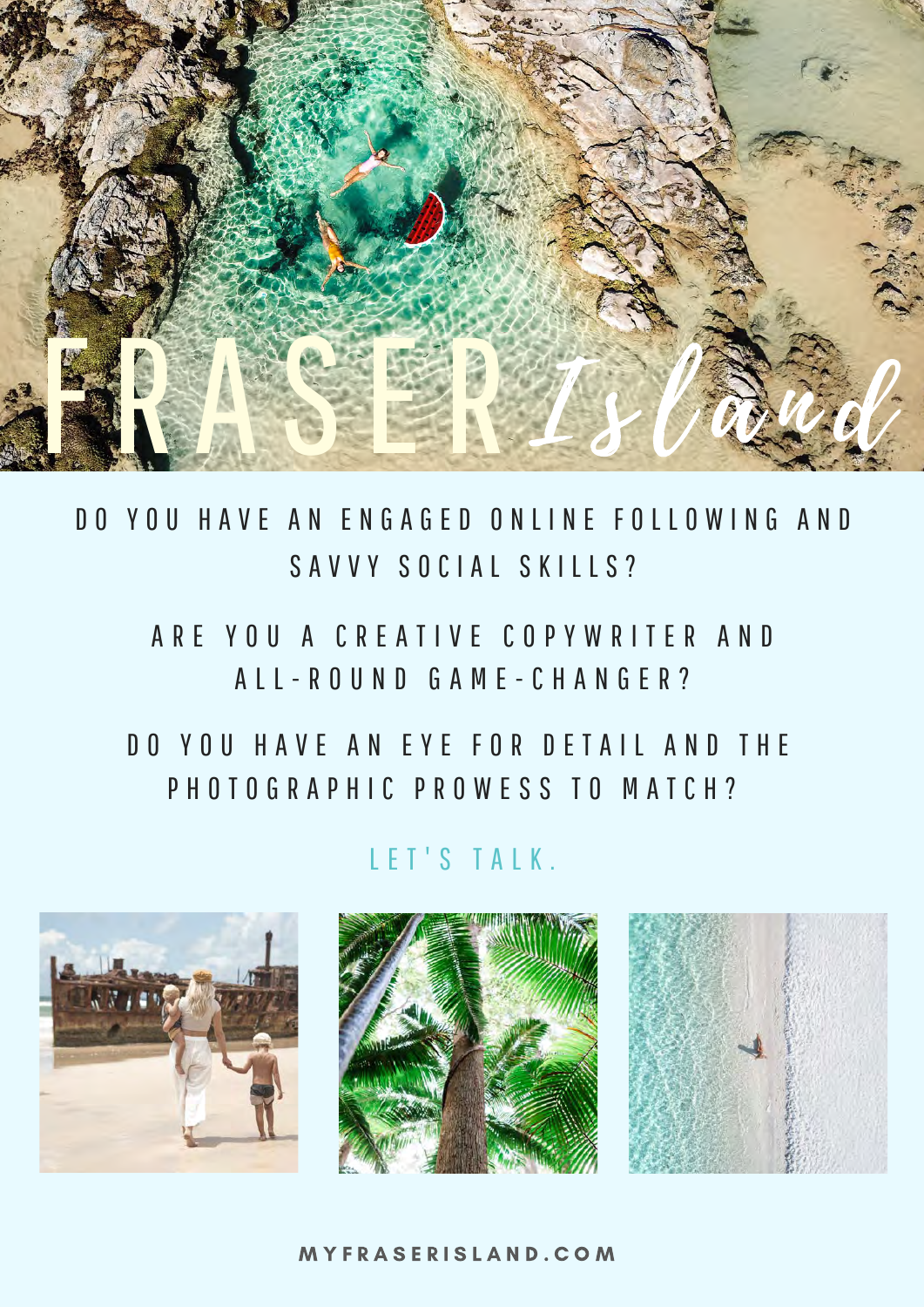# FRASER *Island*

DO YOU HAVE AN ENGAGED ONLINE FOLLOWING AND SAVVY SOCIAL SKILLS?

ARE YOU A CREATIVE COPYWRITER AND ALL-ROUND GAME-CHANGER?

DO YOU HAVE AN EYE FOR DETAIL AND THE PHOTOGRAPHIC PROWESS TO MATCH?

LET'S TALK.

**MYFRASERISLAND.COM**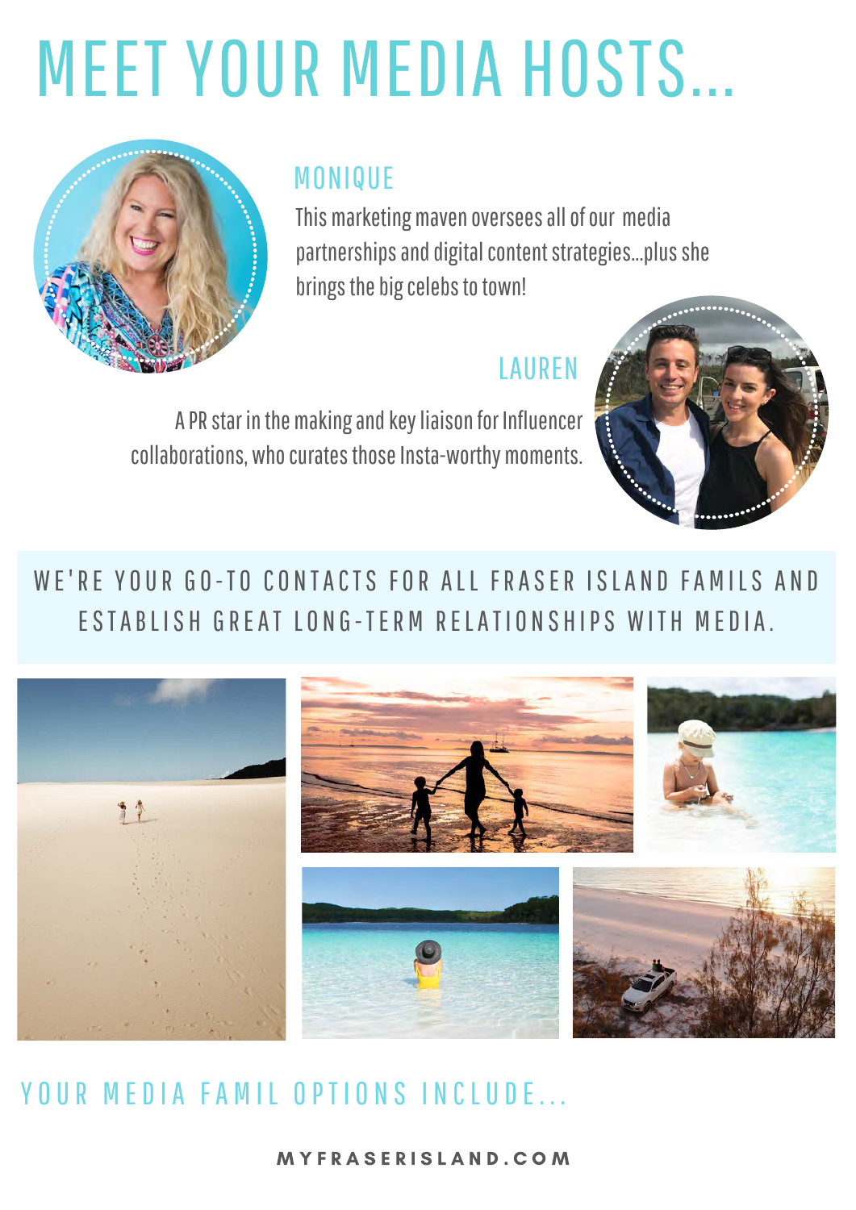# MEET YOUR MEDIA HOSTS...

## MONIQUE

This marketing maven oversees all of our media partnerships and digital content strategies...plus she brings the big celebs to town!

## LAUREN

A PR star in the making and key liaison for Influencer collaborations, who curates those Insta-worthy moments.

WE'RE YOUR GO-TO CONTACTS FOR ALL FRASER ISLAND FAMILS AND ESTABLISH GREAT LONG-TERM RELATIONSHIPS WITH MEDIA.

## YOUR MEDIA FAMIL OPTIONS INCLUDE...

MYFRASERISLAND.COM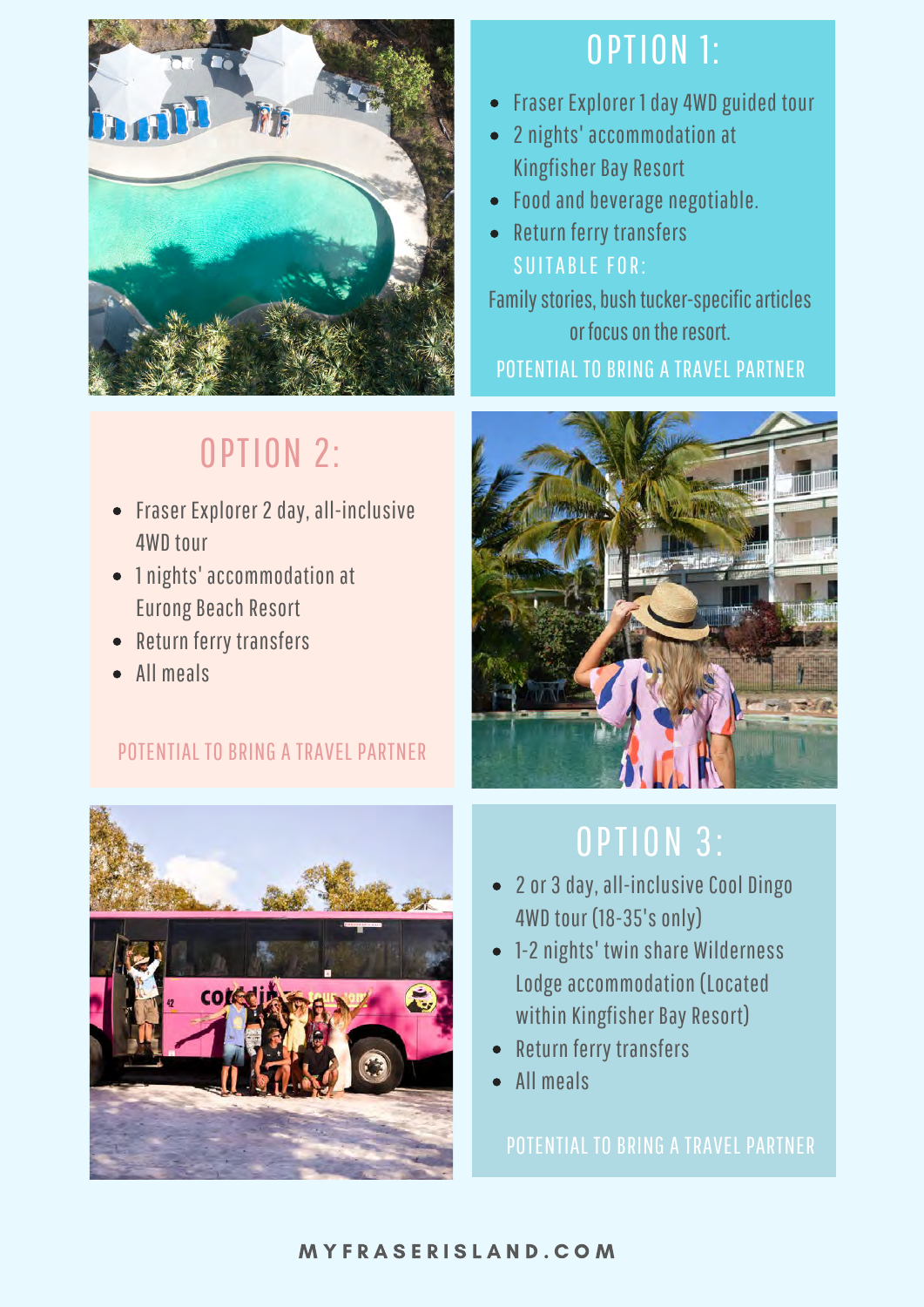## OPTION 1:

- Fraser Explorer 1 day 4WD guided tour
- 2 nights' accommodation at Kingfisher Bay Resort
- Food and beverage negotiable.
- Return ferry transfers

SUITABLE FOR:

Family stories, bush tucker-specific articles or focus on the resort.

POTENTIAL TO BRING A TRAVEL PARTNER

## OPTION 2:

- Fraser Explorer 2 day, all-inclusive 4WD tour
- 1 nights' accommodation at Eurong Beach Resort
- Return ferry transfers
- All meals

POTENTIAL TO BRING A TRAVEL PARTNER

## OPTION 3:

- 2 or 3 day, all-inclusive Cool Dingo 4WD tour (18-35's only)
- 1-2 nights' twin share Wilderness Lodge accommodation (Located within Kingfisher Bay Resort)
- Return ferry transfers
- All meals

POTENTIAL TO BRING A TRAVEL PARTNER

MYFRASERISLAND.COM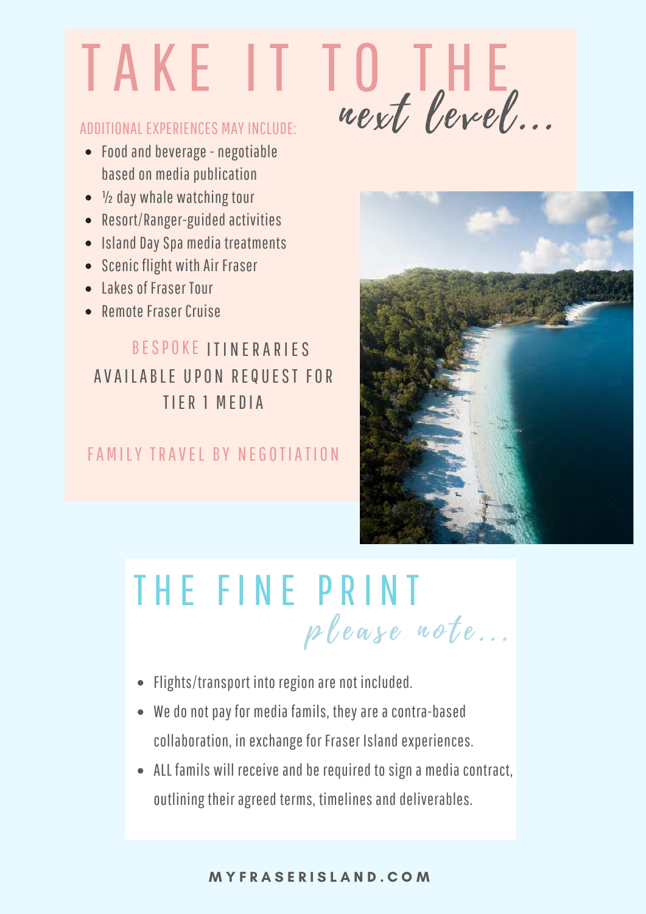# TAKE IT TO THE *next level...*

ADDITIONAL EXPERIENCES MAY INCLUDE:

- Food and beverage - negotiable based on media publication
- ½ day whale watching tour
- Resort/Ranger-guided activities
- Island Day Spa media treatments
- Scenic flight with Air Fraser
- Lakes of Fraser Tour
- Remote Fraser Cruise

BESPOKE ITINERARIES AVAILABLE UPON REQUEST FOR TIER 1 MEDIA

FAMILY TRAVEL BY NEGOTIATION

# THE FINE PRINT *please note...*

- Flights/transport into region are not included.
- We do not pay for media famils, they are a contra-based collaboration, in exchange for Fraser Island experiences.
- ALL famils will receive and be required to sign a media contract, outlining their agreed terms, timelines and deliverables.

MYFRASERISLAND.COM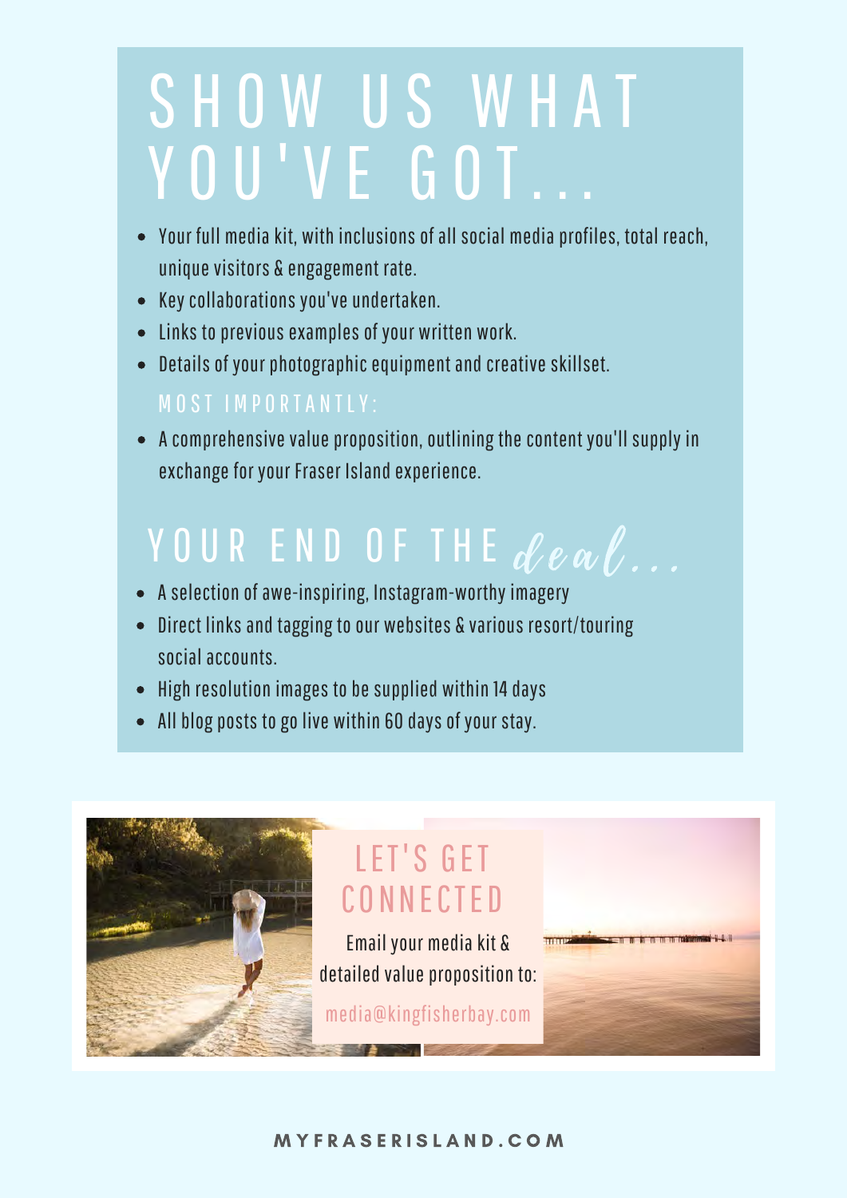# SHOW US WHAT YOU'VE GOT...

- Your full media kit, with inclusions of all social media profiles, total reach, unique visitors & engagement rate.
- Key collaborations you've undertaken.
- Links to previous examples of your written work.
- Details of your photographic equipment and creative skillset.

MOST IMPORTANTLY:

- A comprehensive value proposition, outlining the content you'll supply in exchange for your Fraser Island experience.

## YOUR END OF THE *deal...*

- A selection of awe-inspiring, Instagram-worthy imagery
- Direct links and tagging to our websites & various resort/touring social accounts.
- High resolution images to be supplied within 14 days
- All blog posts to go live within 60 days of your stay.

## LET'S GET CONNECTED

Email your media kit & detailed value proposition to:

media@kingfisherbay.com

MYFRASERISLAND.COM